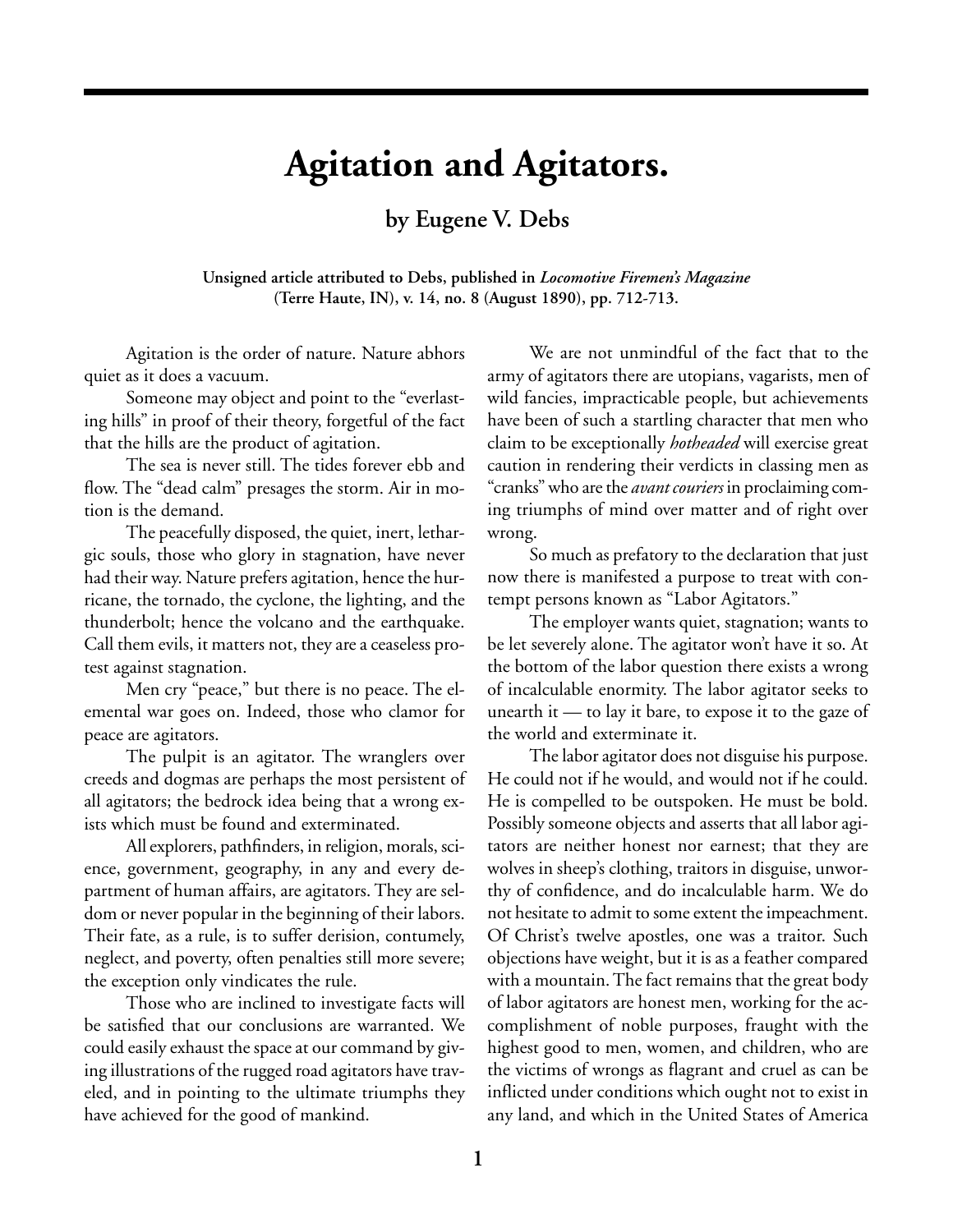# Agitation and Agitators.

### by Eugene V. Debs

**Unsigned article attributed to Debs, published in *Locomotive Firemen's Magazine* (Terre Haute, IN), v. 14, no. 8 (August 1890), pp. 712-713.**

Agitation is the order of nature. Nature abhors quiet as it does a vacuum.

Someone may object and point to the "everlasting hills" in proof of their theory, forgetful of the fact that the hills are the product of agitation.

The sea is never still. The tides forever ebb and flow. The "dead calm" presages the storm. Air in motion is the demand.

The peacefully disposed, the quiet, inert, lethargic souls, those who glory in stagnation, have never had their way. Nature prefers agitation, hence the hurricane, the tornado, the cyclone, the lighting, and the thunderbolt; hence the volcano and the earthquake. Call them evils, it matters not, they are a ceaseless protest against stagnation.

Men cry "peace," but there is no peace. The elemental war goes on. Indeed, those who clamor for peace are agitators.

The pulpit is an agitator. The wranglers over creeds and dogmas are perhaps the most persistent of all agitators; the bedrock idea being that a wrong exists which must be found and exterminated.

All explorers, pathfinders, in religion, morals, science, government, geography, in any and every department of human affairs, are agitators. They are seldom or never popular in the beginning of their labors. Their fate, as a rule, is to suffer derision, contumely, neglect, and poverty, often penalties still more severe; the exception only vindicates the rule.

Those who are inclined to investigate facts will be satisfied that our conclusions are warranted. We could easily exhaust the space at our command by giving illustrations of the rugged road agitators have traveled, and in pointing to the ultimate triumphs they have achieved for the good of mankind.

We are not unmindful of the fact that to the army of agitators there are utopians, vagarists, men of wild fancies, impracticable people, but achievements have been of such a startling character that men who claim to be exceptionally *hotheaded* will exercise great caution in rendering their verdicts in classing men as "cranks" who are the *avant couriers* in proclaiming coming triumphs of mind over matter and of right over wrong.

So much as prefatory to the declaration that just now there is manifested a purpose to treat with contempt persons known as "Labor Agitators."

The employer wants quiet, stagnation; wants to be let severely alone. The agitator won't have it so. At the bottom of the labor question there exists a wrong of incalculable enormity. The labor agitator seeks to unearth it — to lay it bare, to expose it to the gaze of the world and exterminate it.

The labor agitator does not disguise his purpose. He could not if he would, and would not if he could. He is compelled to be outspoken. He must be bold. Possibly someone objects and asserts that all labor agitators are neither honest nor earnest; that they are wolves in sheep's clothing, traitors in disguise, unworthy of confidence, and do incalculable harm. We do not hesitate to admit to some extent the impeachment. Of Christ's twelve apostles, one was a traitor. Such objections have weight, but it is as a feather compared with a mountain. The fact remains that the great body of labor agitators are honest men, working for the accomplishment of noble purposes, fraught with the highest good to men, women, and children, who are the victims of wrongs as flagrant and cruel as can be inflicted under conditions which ought not to exist in any land, and which in the United States of America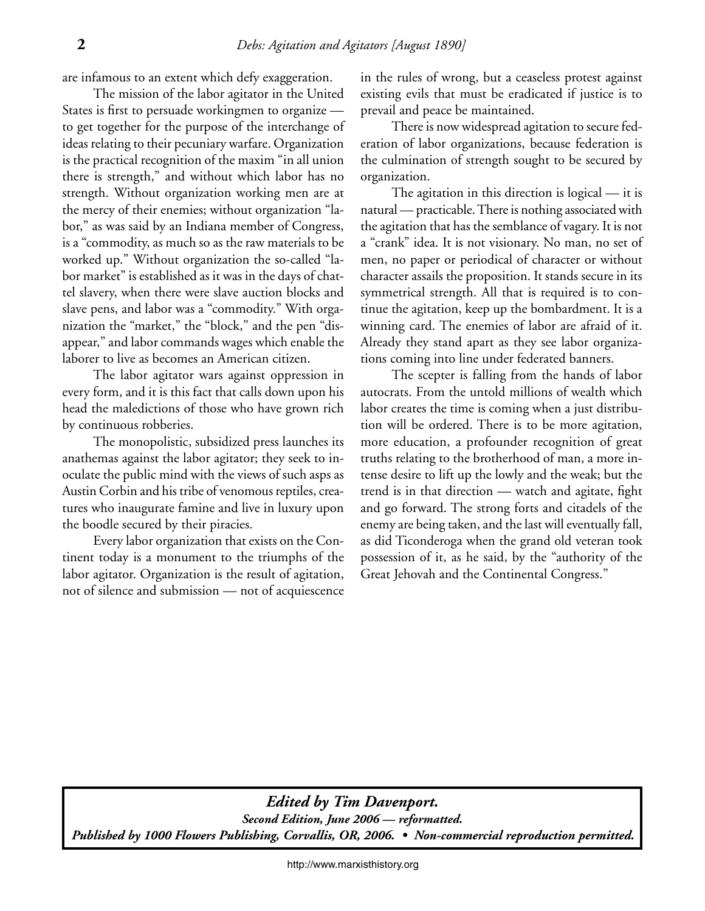are infamous to an extent which defy exaggeration.

The mission of the labor agitator in the United States is first to persuade workingmen to organize — to get together for the purpose of the interchange of ideas relating to their pecuniary warfare. Organization is the practical recognition of the maxim "in all union there is strength," and without which labor has no strength. Without organization working men are at the mercy of their enemies; without organization "labor," as was said by an Indiana member of Congress, is a "commodity, as much so as the raw materials to be worked up." Without organization the so-called "labor market" is established as it was in the days of chattel slavery, when there were slave auction blocks and slave pens, and labor was a "commodity." With organization the "market," the "block," and the pen "disappear," and labor commands wages which enable the laborer to live as becomes an American citizen.

The labor agitator wars against oppression in every form, and it is this fact that calls down upon his head the maledictions of those who have grown rich by continuous robberies.

The monopolistic, subsidized press launches its anathemas against the labor agitator; they seek to inoculate the public mind with the views of such asps as Austin Corbin and his tribe of venomous reptiles, creatures who inaugurate famine and live in luxury upon the boodle secured by their piracies.

Every labor organization that exists on the Continent today is a monument to the triumphs of the labor agitator. Organization is the result of agitation, not of silence and submission — not of acquiescence in the rules of wrong, but a ceaseless protest against existing evils that must be eradicated if justice is to prevail and peace be maintained.

There is now widespread agitation to secure federation of labor organizations, because federation is the culmination of strength sought to be secured by organization.

The agitation in this direction is logical — it is natural — practicable. There is nothing associated with the agitation that has the semblance of vagary. It is not a "crank" idea. It is not visionary. No man, no set of men, no paper or periodical of character or without character assails the proposition. It stands secure in its symmetrical strength. All that is required is to continue the agitation, keep up the bombardment. It is a winning card. The enemies of labor are afraid of it. Already they stand apart as they see labor organizations coming into line under federated banners.

The scepter is falling from the hands of labor autocrats. From the untold millions of wealth which labor creates the time is coming when a just distribution will be ordered. There is to be more agitation, more education, a profounder recognition of great truths relating to the brotherhood of man, a more intense desire to lift up the lowly and the weak; but the trend is in that direction — watch and agitate, fight and go forward. The strong forts and citadels of the enemy are being taken, and the last will eventually fall, as did Ticonderoga when the grand old veteran took possession of it, as he said, by the "authority of the Great Jehovah and the Continental Congress."

***Edited by Tim Davenport.***
***Second Edition, June 2006 — reformatted.***
***Published by 1000 Flowers Publishing, Corvallis, OR, 2006. • Non-commercial reproduction permitted.***

http://www.marxisthistory.org